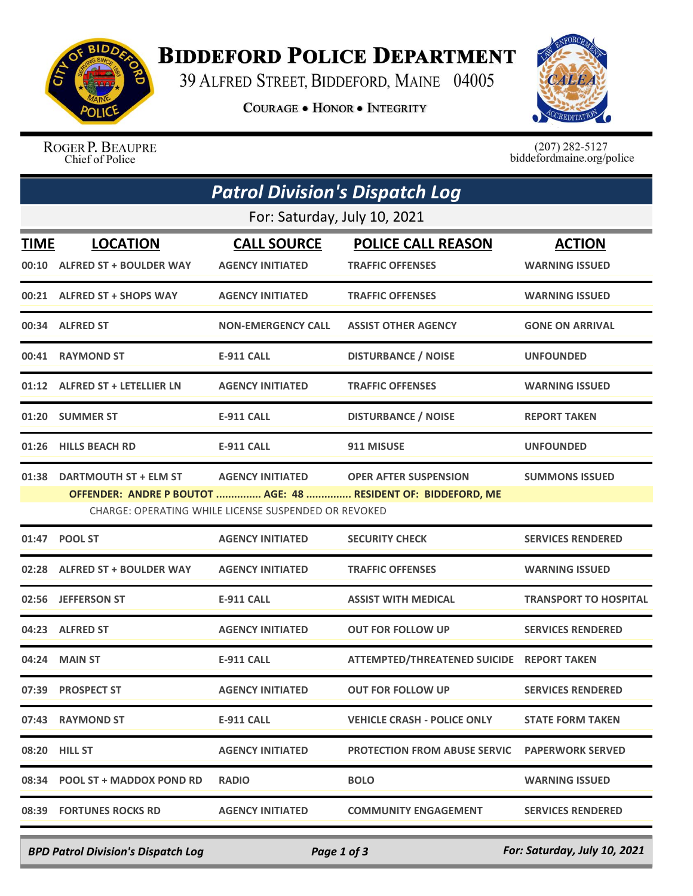# Biddeford Police Department

39 Alfred Street, Biddeford, Maine 04005

**Courage • Honor • Integrity**

Roger P. Beaupre
Chief of Police

(207) 282-5127
biddefordmaine.org/police

## *Patrol Division's Dispatch Log*

For: Saturday, July 10, 2021

| TIME | LOCATION | CALL SOURCE | POLICE CALL REASON | ACTION |
|---|---|---|---|---|
| 00:10 | ALFRED ST + BOULDER WAY | AGENCY INITIATED | TRAFFIC OFFENSES | WARNING ISSUED |
| 00:21 | ALFRED ST + SHOPS WAY | AGENCY INITIATED | TRAFFIC OFFENSES | WARNING ISSUED |
| 00:34 | ALFRED ST | NON-EMERGENCY CALL | ASSIST OTHER AGENCY | GONE ON ARRIVAL |
| 00:41 | RAYMOND ST | E-911 CALL | DISTURBANCE / NOISE | UNFOUNDED |
| 01:12 | ALFRED ST + LETELLIER LN | AGENCY INITIATED | TRAFFIC OFFENSES | WARNING ISSUED |
| 01:20 | SUMMER ST | E-911 CALL | DISTURBANCE / NOISE | REPORT TAKEN |
| 01:26 | HILLS BEACH RD | E-911 CALL | 911 MISUSE | UNFOUNDED |
| 01:38 | DARTMOUTH ST + ELM ST | AGENCY INITIATED | OPER AFTER SUSPENSION | SUMMONS ISSUED |
| | OFFENDER: ANDRE P BOUTOT ............... AGE: 48 ............... RESIDENT OF: BIDDEFORD, ME | | | |
| | CHARGE: OPERATING WHILE LICENSE SUSPENDED OR REVOKED | | | |
| 01:47 | POOL ST | AGENCY INITIATED | SECURITY CHECK | SERVICES RENDERED |
| 02:28 | ALFRED ST + BOULDER WAY | AGENCY INITIATED | TRAFFIC OFFENSES | WARNING ISSUED |
| 02:56 | JEFFERSON ST | E-911 CALL | ASSIST WITH MEDICAL | TRANSPORT TO HOSPITAL |
| 04:23 | ALFRED ST | AGENCY INITIATED | OUT FOR FOLLOW UP | SERVICES RENDERED |
| 04:24 | MAIN ST | E-911 CALL | ATTEMPTED/THREATENED SUICIDE | REPORT TAKEN |
| 07:39 | PROSPECT ST | AGENCY INITIATED | OUT FOR FOLLOW UP | SERVICES RENDERED |
| 07:43 | RAYMOND ST | E-911 CALL | VEHICLE CRASH - POLICE ONLY | STATE FORM TAKEN |
| 08:20 | HILL ST | AGENCY INITIATED | PROTECTION FROM ABUSE SERVIC | PAPERWORK SERVED |
| 08:34 | POOL ST + MADDOX POND RD | RADIO | BOLO | WARNING ISSUED |
| 08:39 | FORTUNES ROCKS RD | AGENCY INITIATED | COMMUNITY ENGAGEMENT | SERVICES RENDERED |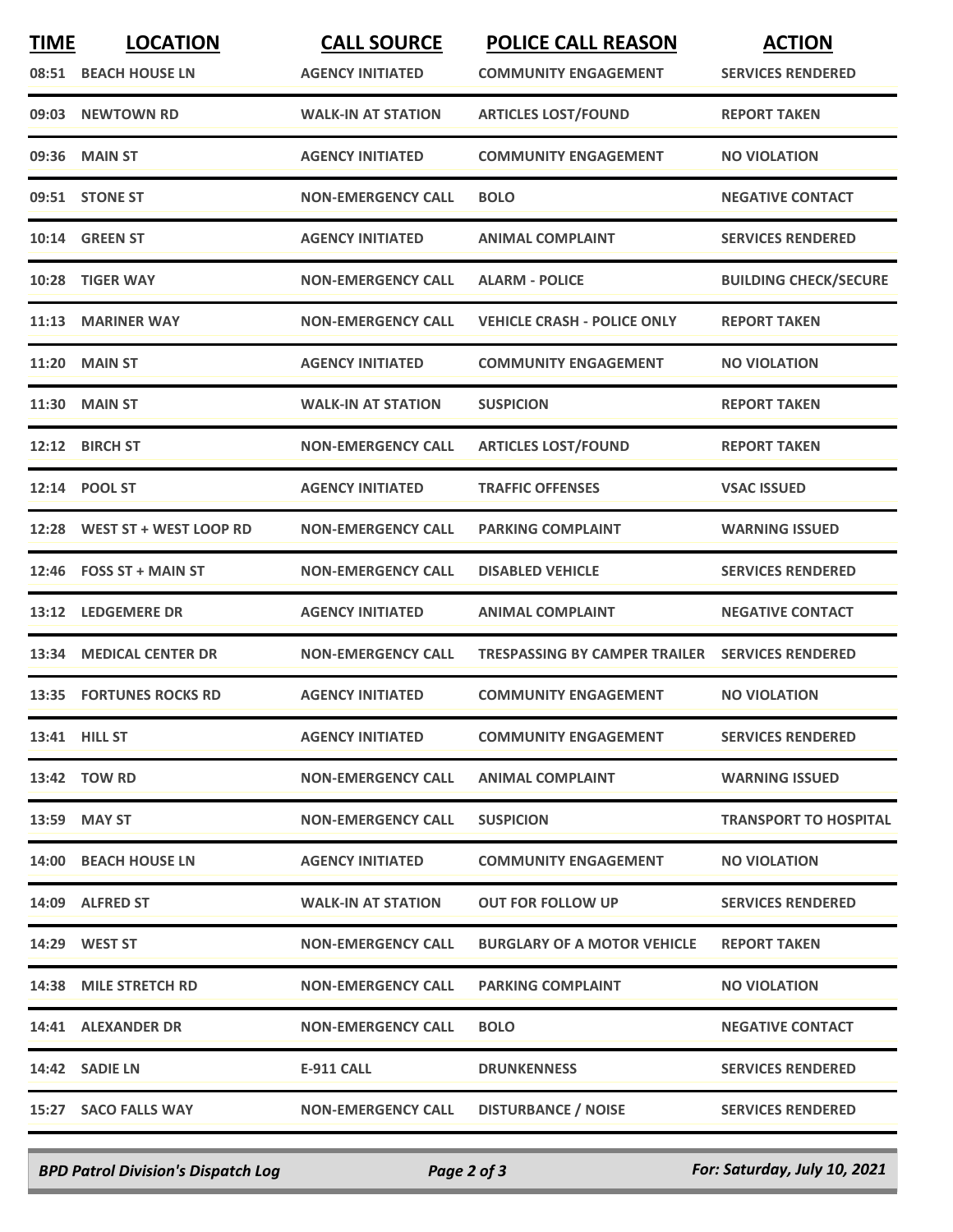| TIME | LOCATION | CALL SOURCE | POLICE CALL REASON | ACTION |
|---|---|---|---|---|
| 08:51 | BEACH HOUSE LN | AGENCY INITIATED | COMMUNITY ENGAGEMENT | SERVICES RENDERED |
| 09:03 | NEWTOWN RD | WALK-IN AT STATION | ARTICLES LOST/FOUND | REPORT TAKEN |
| 09:36 | MAIN ST | AGENCY INITIATED | COMMUNITY ENGAGEMENT | NO VIOLATION |
| 09:51 | STONE ST | NON-EMERGENCY CALL | BOLO | NEGATIVE CONTACT |
| 10:14 | GREEN ST | AGENCY INITIATED | ANIMAL COMPLAINT | SERVICES RENDERED |
| 10:28 | TIGER WAY | NON-EMERGENCY CALL | ALARM - POLICE | BUILDING CHECK/SECURE |
| 11:13 | MARINER WAY | NON-EMERGENCY CALL | VEHICLE CRASH - POLICE ONLY | REPORT TAKEN |
| 11:20 | MAIN ST | AGENCY INITIATED | COMMUNITY ENGAGEMENT | NO VIOLATION |
| 11:30 | MAIN ST | WALK-IN AT STATION | SUSPICION | REPORT TAKEN |
| 12:12 | BIRCH ST | NON-EMERGENCY CALL | ARTICLES LOST/FOUND | REPORT TAKEN |
| 12:14 | POOL ST | AGENCY INITIATED | TRAFFIC OFFENSES | VSAC ISSUED |
| 12:28 | WEST ST + WEST LOOP RD | NON-EMERGENCY CALL | PARKING COMPLAINT | WARNING ISSUED |
| 12:46 | FOSS ST + MAIN ST | NON-EMERGENCY CALL | DISABLED VEHICLE | SERVICES RENDERED |
| 13:12 | LEDGEMERE DR | AGENCY INITIATED | ANIMAL COMPLAINT | NEGATIVE CONTACT |
| 13:34 | MEDICAL CENTER DR | NON-EMERGENCY CALL | TRESPASSING BY CAMPER TRAILER | SERVICES RENDERED |
| 13:35 | FORTUNES ROCKS RD | AGENCY INITIATED | COMMUNITY ENGAGEMENT | NO VIOLATION |
| 13:41 | HILL ST | AGENCY INITIATED | COMMUNITY ENGAGEMENT | SERVICES RENDERED |
| 13:42 | TOW RD | NON-EMERGENCY CALL | ANIMAL COMPLAINT | WARNING ISSUED |
| 13:59 | MAY ST | NON-EMERGENCY CALL | SUSPICION | TRANSPORT TO HOSPITAL |
| 14:00 | BEACH HOUSE LN | AGENCY INITIATED | COMMUNITY ENGAGEMENT | NO VIOLATION |
| 14:09 | ALFRED ST | WALK-IN AT STATION | OUT FOR FOLLOW UP | SERVICES RENDERED |
| 14:29 | WEST ST | NON-EMERGENCY CALL | BURGLARY OF A MOTOR VEHICLE | REPORT TAKEN |
| 14:38 | MILE STRETCH RD | NON-EMERGENCY CALL | PARKING COMPLAINT | NO VIOLATION |
| 14:41 | ALEXANDER DR | NON-EMERGENCY CALL | BOLO | NEGATIVE CONTACT |
| 14:42 | SADIE LN | E-911 CALL | DRUNKENNESS | SERVICES RENDERED |
| 15:27 | SACO FALLS WAY | NON-EMERGENCY CALL | DISTURBANCE / NOISE | SERVICES RENDERED |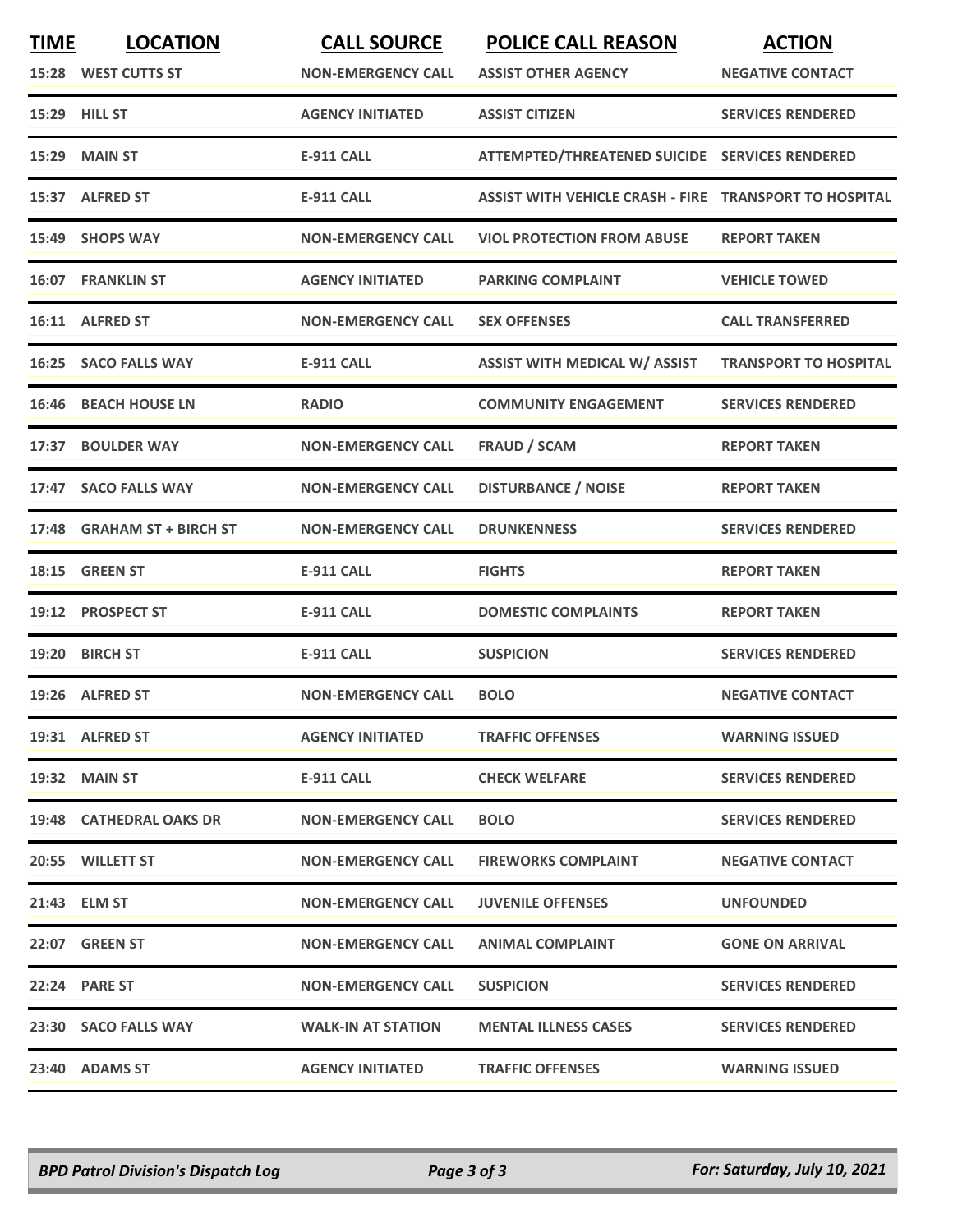| TIME | LOCATION | CALL SOURCE | POLICE CALL REASON | ACTION |
|---|---|---|---|---|
| 15:28 | WEST CUTTS ST | NON-EMERGENCY CALL | ASSIST OTHER AGENCY | NEGATIVE CONTACT |
| 15:29 | HILL ST | AGENCY INITIATED | ASSIST CITIZEN | SERVICES RENDERED |
| 15:29 | MAIN ST | E-911 CALL | ATTEMPTED/THREATENED SUICIDE | SERVICES RENDERED |
| 15:37 | ALFRED ST | E-911 CALL | ASSIST WITH VEHICLE CRASH - FIRE | TRANSPORT TO HOSPITAL |
| 15:49 | SHOPS WAY | NON-EMERGENCY CALL | VIOL PROTECTION FROM ABUSE | REPORT TAKEN |
| 16:07 | FRANKLIN ST | AGENCY INITIATED | PARKING COMPLAINT | VEHICLE TOWED |
| 16:11 | ALFRED ST | NON-EMERGENCY CALL | SEX OFFENSES | CALL TRANSFERRED |
| 16:25 | SACO FALLS WAY | E-911 CALL | ASSIST WITH MEDICAL W/ ASSIST | TRANSPORT TO HOSPITAL |
| 16:46 | BEACH HOUSE LN | RADIO | COMMUNITY ENGAGEMENT | SERVICES RENDERED |
| 17:37 | BOULDER WAY | NON-EMERGENCY CALL | FRAUD / SCAM | REPORT TAKEN |
| 17:47 | SACO FALLS WAY | NON-EMERGENCY CALL | DISTURBANCE / NOISE | REPORT TAKEN |
| 17:48 | GRAHAM ST + BIRCH ST | NON-EMERGENCY CALL | DRUNKENNESS | SERVICES RENDERED |
| 18:15 | GREEN ST | E-911 CALL | FIGHTS | REPORT TAKEN |
| 19:12 | PROSPECT ST | E-911 CALL | DOMESTIC COMPLAINTS | REPORT TAKEN |
| 19:20 | BIRCH ST | E-911 CALL | SUSPICION | SERVICES RENDERED |
| 19:26 | ALFRED ST | NON-EMERGENCY CALL | BOLO | NEGATIVE CONTACT |
| 19:31 | ALFRED ST | AGENCY INITIATED | TRAFFIC OFFENSES | WARNING ISSUED |
| 19:32 | MAIN ST | E-911 CALL | CHECK WELFARE | SERVICES RENDERED |
| 19:48 | CATHEDRAL OAKS DR | NON-EMERGENCY CALL | BOLO | SERVICES RENDERED |
| 20:55 | WILLETT ST | NON-EMERGENCY CALL | FIREWORKS COMPLAINT | NEGATIVE CONTACT |
| 21:43 | ELM ST | NON-EMERGENCY CALL | JUVENILE OFFENSES | UNFOUNDED |
| 22:07 | GREEN ST | NON-EMERGENCY CALL | ANIMAL COMPLAINT | GONE ON ARRIVAL |
| 22:24 | PARE ST | NON-EMERGENCY CALL | SUSPICION | SERVICES RENDERED |
| 23:30 | SACO FALLS WAY | WALK-IN AT STATION | MENTAL ILLNESS CASES | SERVICES RENDERED |
| 23:40 | ADAMS ST | AGENCY INITIATED | TRAFFIC OFFENSES | WARNING ISSUED |

*BPD Patrol Division's Dispatch Log* | *For: Saturday, July 10, 2021*